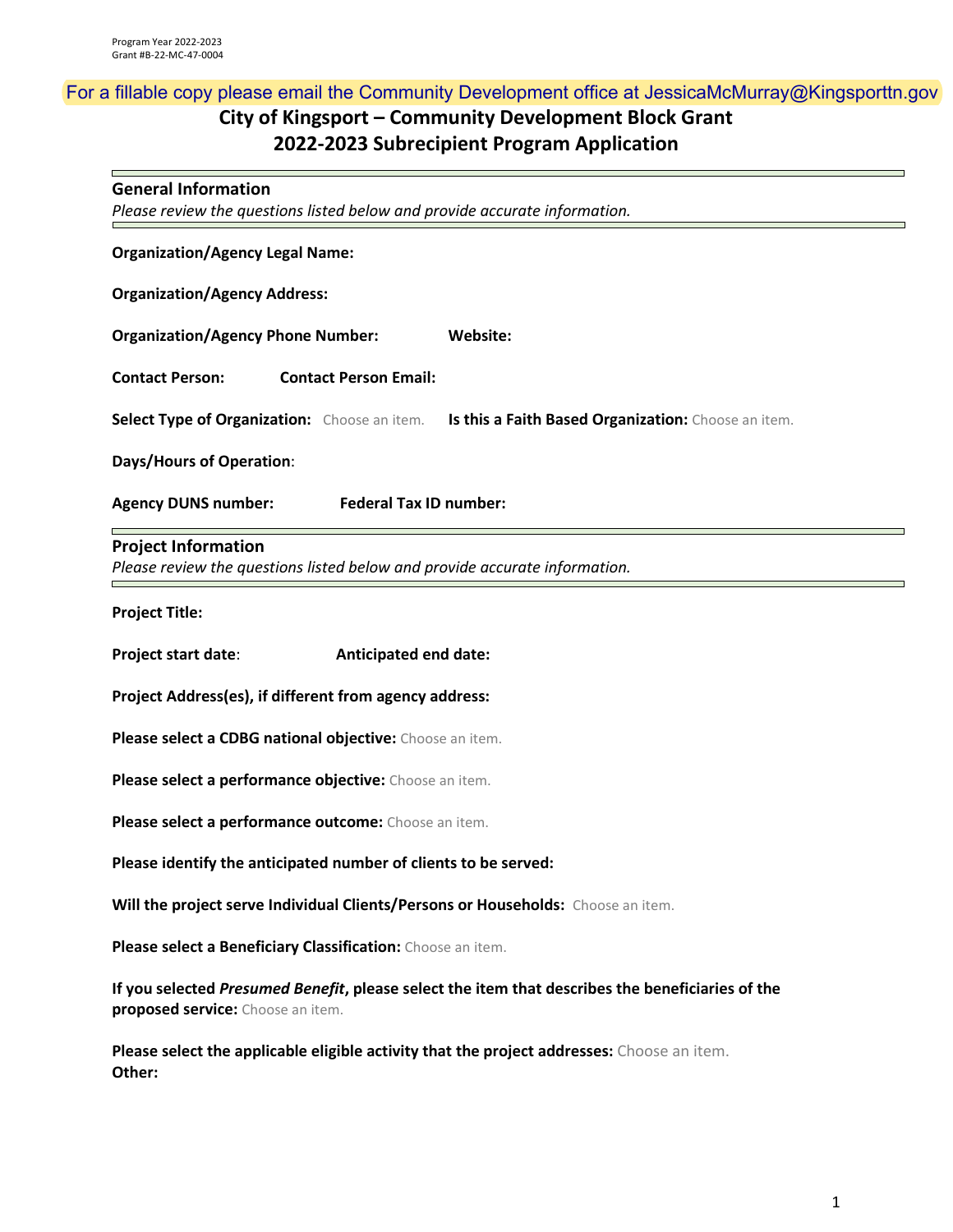Program Year 2022-2023
Grant #B-22-MC-47-0004

For a fillable copy please email the Community Development office at JessicaMcMurray@Kingsporttn.gov

# City of Kingsport – Community Development Block Grant
# 2022-2023 Subrecipient Program Application

## General Information

*Please review the questions listed below and provide accurate information.*

**Organization/Agency Legal Name:**

**Organization/Agency Address:**

**Organization/Agency Phone Number:** **Website:**

**Contact Person:** **Contact Person Email:**

**Select Type of Organization:** Choose an item. **Is this a Faith Based Organization:** Choose an item.

**Days/Hours of Operation**:

**Agency DUNS number:** **Federal Tax ID number:**

## Project Information

*Please review the questions listed below and provide accurate information.*

**Project Title:**

**Project start date**: **Anticipated end date:**

**Project Address(es), if different from agency address:**

**Please select a CDBG national objective:** Choose an item.

**Please select a performance objective:** Choose an item.

**Please select a performance outcome:** Choose an item.

**Please identify the anticipated number of clients to be served:**

**Will the project serve Individual Clients/Persons or Households:** Choose an item.

**Please select a Beneficiary Classification:** Choose an item.

**If you selected *Presumed Benefit*, please select the item that describes the beneficiaries of the proposed service:** Choose an item.

**Please select the applicable eligible activity that the project addresses:** Choose an item.
**Other:**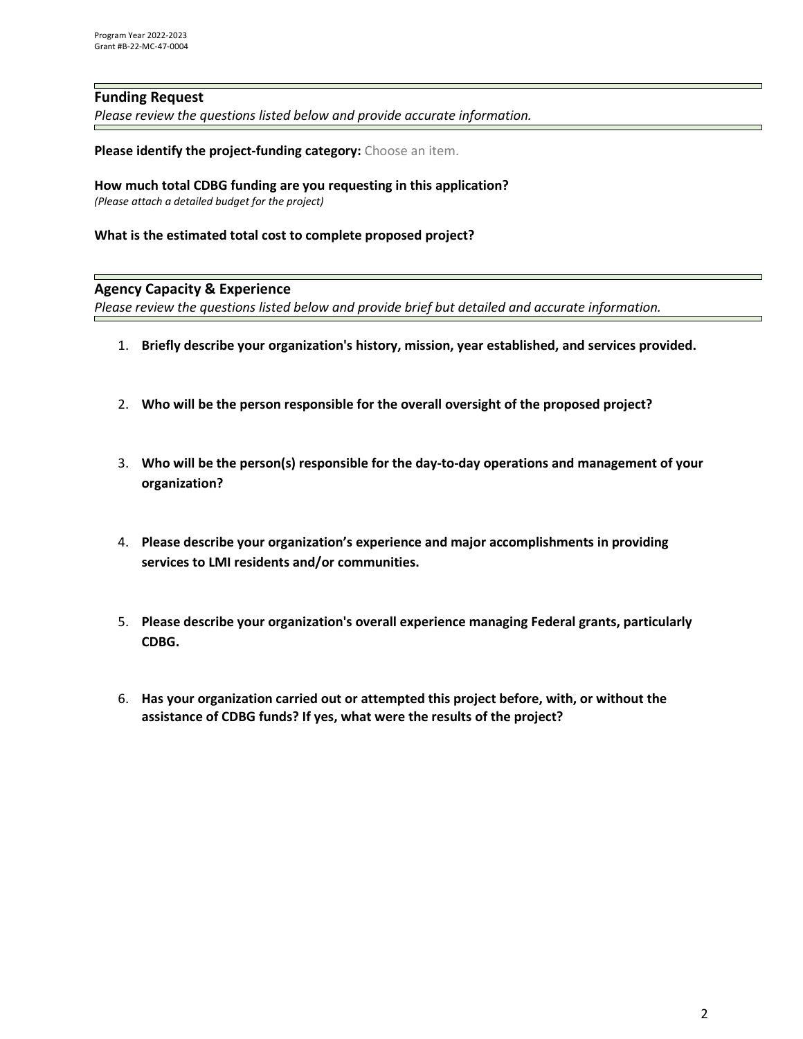## Funding Request

*Please review the questions listed below and provide accurate information.*

**Please identify the project-funding category:** Choose an item.

**How much total CDBG funding are you requesting in this application?**
*(Please attach a detailed budget for the project)*

**What is the estimated total cost to complete proposed project?**

## Agency Capacity & Experience

*Please review the questions listed below and provide brief but detailed and accurate information.*

1. **Briefly describe your organization's history, mission, year established, and services provided.**

2. **Who will be the person responsible for the overall oversight of the proposed project?**

3. **Who will be the person(s) responsible for the day-to-day operations and management of your organization?**

4. **Please describe your organization's experience and major accomplishments in providing services to LMI residents and/or communities.**

5. **Please describe your organization's overall experience managing Federal grants, particularly CDBG.**

6. **Has your organization carried out or attempted this project before, with, or without the assistance of CDBG funds? If yes, what were the results of the project?**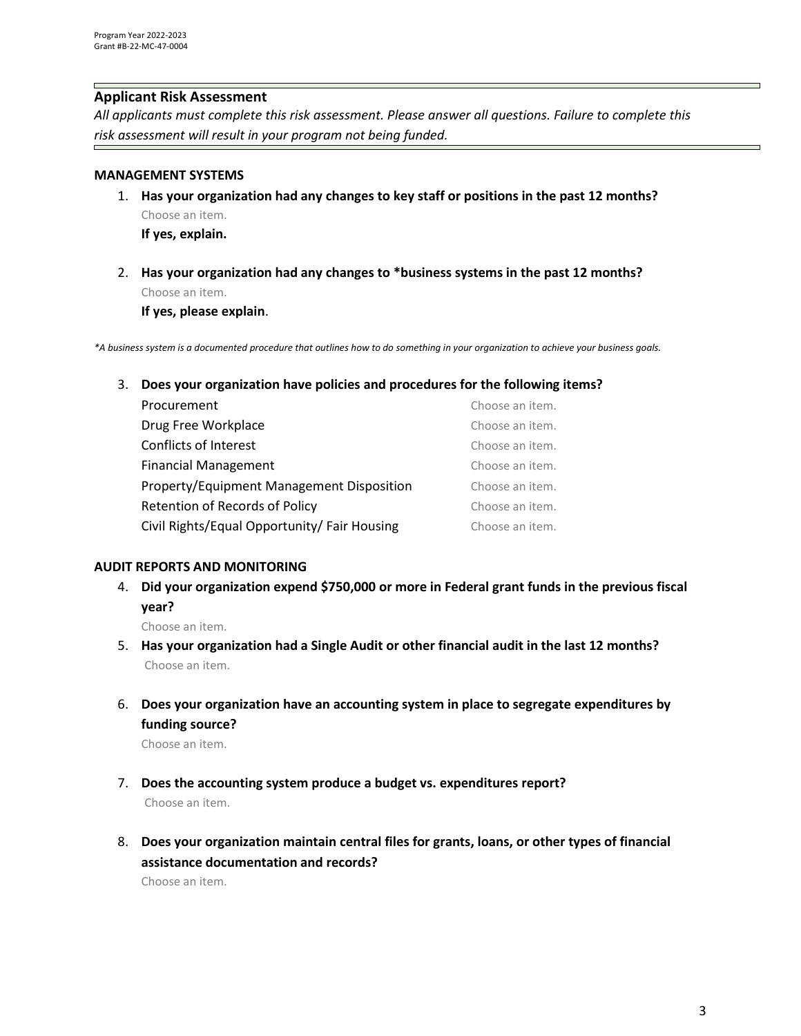## Applicant Risk Assessment

*All applicants must complete this risk assessment. Please answer all questions. Failure to complete this risk assessment will result in your program not being funded.*

### MANAGEMENT SYSTEMS

1. **Has your organization had any changes to key staff or positions in the past 12 months?**
   Choose an item.
   **If yes, explain.**

2. **Has your organization had any changes to *business systems in the past 12 months?**
   Choose an item.
   **If yes, please explain**.

*\*A business system is a documented procedure that outlines how to do something in your organization to achieve your business goals.*

3. **Does your organization have policies and procedures for the following items?**

| | |
|---|---|
| Procurement | Choose an item. |
| Drug Free Workplace | Choose an item. |
| Conflicts of Interest | Choose an item. |
| Financial Management | Choose an item. |
| Property/Equipment Management Disposition | Choose an item. |
| Retention of Records of Policy | Choose an item. |
| Civil Rights/Equal Opportunity/ Fair Housing | Choose an item. |

### AUDIT REPORTS AND MONITORING

4. **Did your organization expend $750,000 or more in Federal grant funds in the previous fiscal year?**
   Choose an item.

5. **Has your organization had a Single Audit or other financial audit in the last 12 months?**
   Choose an item.

6. **Does your organization have an accounting system in place to segregate expenditures by funding source?**
   Choose an item.

7. **Does the accounting system produce a budget vs. expenditures report?**
   Choose an item.

8. **Does your organization maintain central files for grants, loans, or other types of financial assistance documentation and records?**
   Choose an item.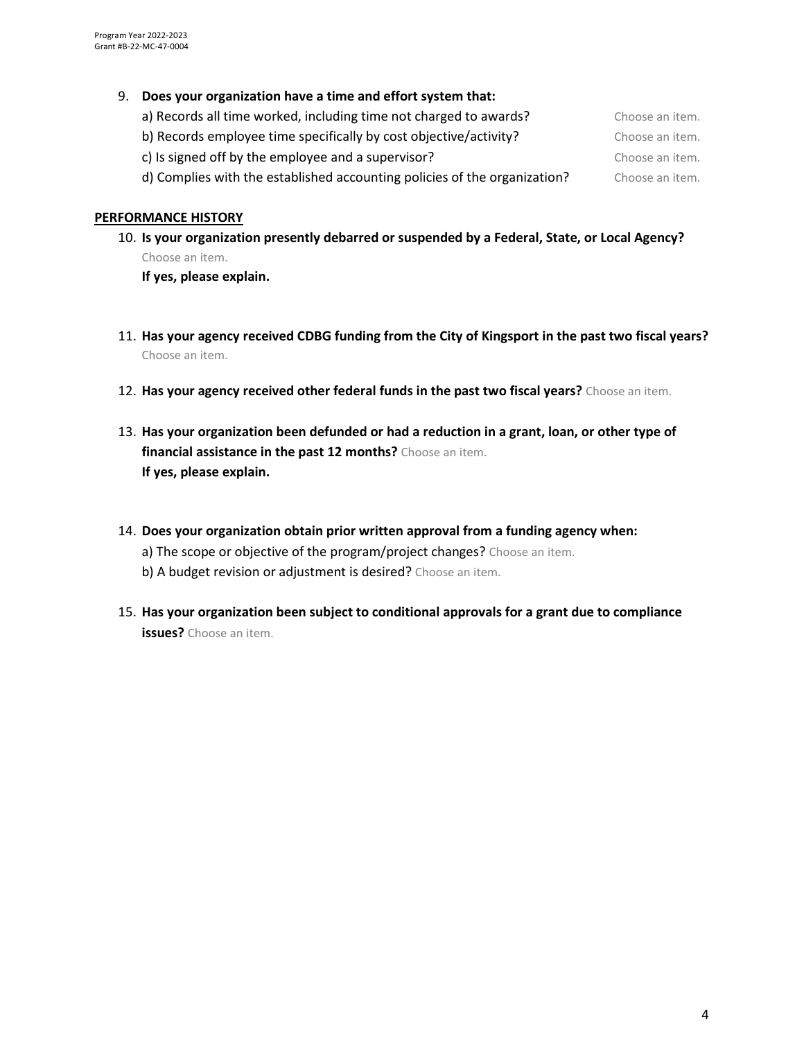9. **Does your organization have a time and effort system that:**
   a) Records all time worked, including time not charged to awards? Choose an item.
   b) Records employee time specifically by cost objective/activity? Choose an item.
   c) Is signed off by the employee and a supervisor? Choose an item.
   d) Complies with the established accounting policies of the organization? Choose an item.

## PERFORMANCE HISTORY

10. **Is your organization presently debarred or suspended by a Federal, State, or Local Agency?**
    Choose an item.
    **If yes, please explain.**

11. **Has your agency received CDBG funding from the City of Kingsport in the past two fiscal years?**
    Choose an item.

12. **Has your agency received other federal funds in the past two fiscal years?** Choose an item.

13. **Has your organization been defunded or had a reduction in a grant, loan, or other type of financial assistance in the past 12 months?** Choose an item.
    **If yes, please explain.**

14. **Does your organization obtain prior written approval from a funding agency when:**
    a) The scope or objective of the program/project changes? Choose an item.
    b) A budget revision or adjustment is desired? Choose an item.

15. **Has your organization been subject to conditional approvals for a grant due to compliance issues?** Choose an item.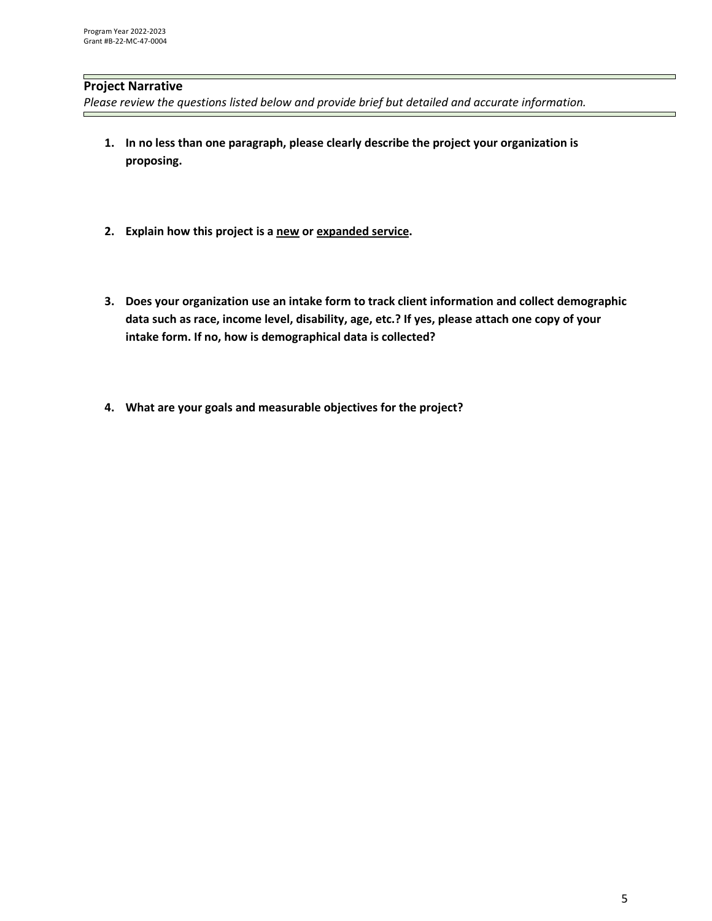## Project Narrative

*Please review the questions listed below and provide brief but detailed and accurate information.*

1. **In no less than one paragraph, please clearly describe the project your organization is proposing.**

2. **Explain how this project is a <u>new</u> or <u>expanded service</u>.**

3. **Does your organization use an intake form to track client information and collect demographic data such as race, income level, disability, age, etc.? If yes, please attach one copy of your intake form. If no, how is demographical data is collected?**

4. **What are your goals and measurable objectives for the project?**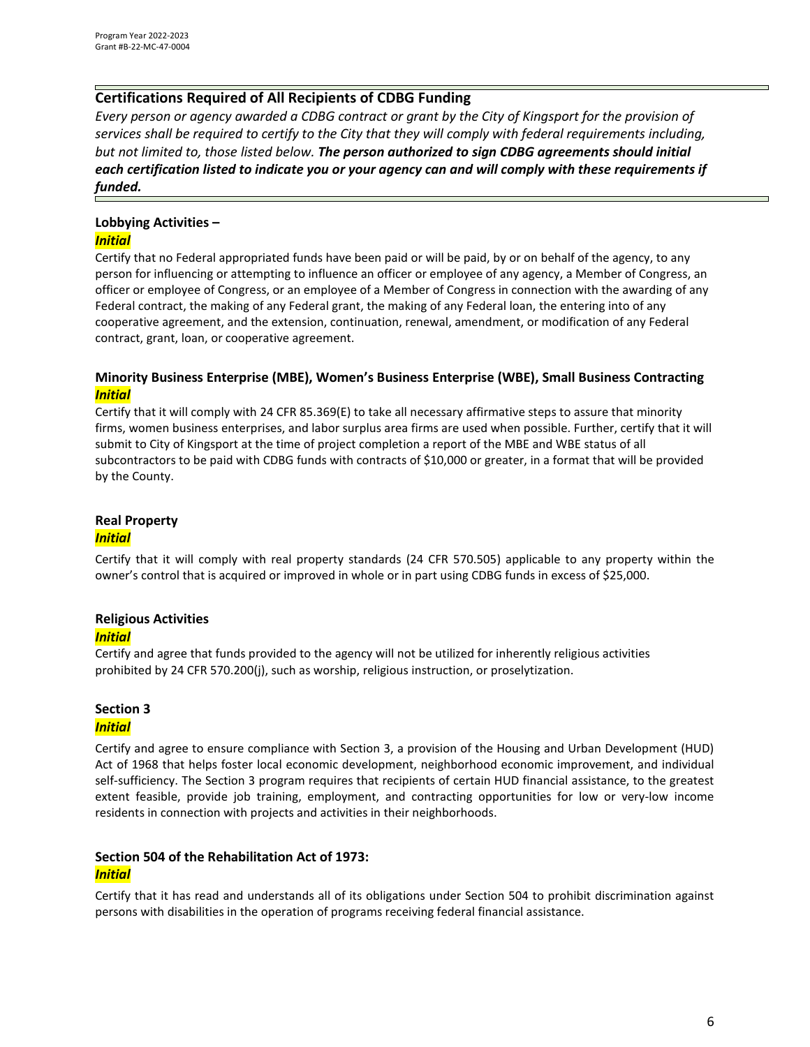## Certifications Required of All Recipients of CDBG Funding

*Every person or agency awarded a CDBG contract or grant by the City of Kingsport for the provision of services shall be required to certify to the City that they will comply with federal requirements including, but not limited to, those listed below.* ***The person authorized to sign CDBG agreements should initial each certification listed to indicate you or your agency can and will comply with these requirements if funded.***

### Lobbying Activities –

***Initial***

Certify that no Federal appropriated funds have been paid or will be paid, by or on behalf of the agency, to any person for influencing or attempting to influence an officer or employee of any agency, a Member of Congress, an officer or employee of Congress, or an employee of a Member of Congress in connection with the awarding of any Federal contract, the making of any Federal grant, the making of any Federal loan, the entering into of any cooperative agreement, and the extension, continuation, renewal, amendment, or modification of any Federal contract, grant, loan, or cooperative agreement.

### Minority Business Enterprise (MBE), Women's Business Enterprise (WBE), Small Business Contracting

***Initial***

Certify that it will comply with 24 CFR 85.369(E) to take all necessary affirmative steps to assure that minority firms, women business enterprises, and labor surplus area firms are used when possible. Further, certify that it will submit to City of Kingsport at the time of project completion a report of the MBE and WBE status of all subcontractors to be paid with CDBG funds with contracts of $10,000 or greater, in a format that will be provided by the County.

### Real Property

***Initial***

Certify that it will comply with real property standards (24 CFR 570.505) applicable to any property within the owner's control that is acquired or improved in whole or in part using CDBG funds in excess of $25,000.

### Religious Activities

***Initial***

Certify and agree that funds provided to the agency will not be utilized for inherently religious activities prohibited by 24 CFR 570.200(j), such as worship, religious instruction, or proselytization.

### Section 3

***Initial***

Certify and agree to ensure compliance with Section 3, a provision of the Housing and Urban Development (HUD) Act of 1968 that helps foster local economic development, neighborhood economic improvement, and individual self-sufficiency. The Section 3 program requires that recipients of certain HUD financial assistance, to the greatest extent feasible, provide job training, employment, and contracting opportunities for low or very-low income residents in connection with projects and activities in their neighborhoods.

### Section 504 of the Rehabilitation Act of 1973:

***Initial***

Certify that it has read and understands all of its obligations under Section 504 to prohibit discrimination against persons with disabilities in the operation of programs receiving federal financial assistance.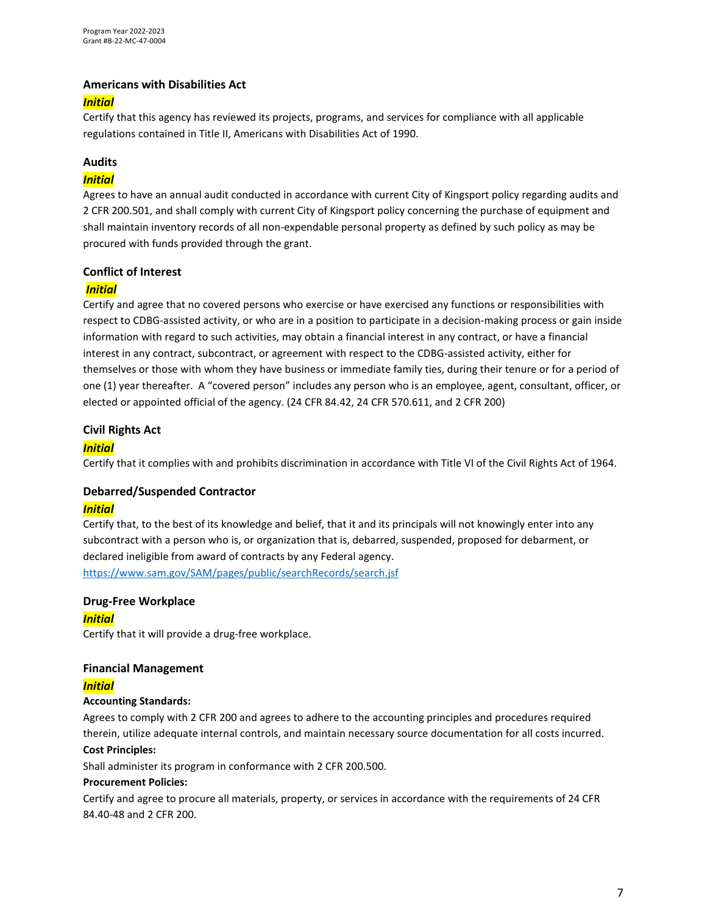### Americans with Disabilities Act

***Initial***

Certify that this agency has reviewed its projects, programs, and services for compliance with all applicable regulations contained in Title II, Americans with Disabilities Act of 1990.

### Audits

***Initial***

Agrees to have an annual audit conducted in accordance with current City of Kingsport policy regarding audits and 2 CFR 200.501, and shall comply with current City of Kingsport policy concerning the purchase of equipment and shall maintain inventory records of all non-expendable personal property as defined by such policy as may be procured with funds provided through the grant.

### Conflict of Interest

***Initial***

Certify and agree that no covered persons who exercise or have exercised any functions or responsibilities with respect to CDBG-assisted activity, or who are in a position to participate in a decision-making process or gain inside information with regard to such activities, may obtain a financial interest in any contract, or have a financial interest in any contract, subcontract, or agreement with respect to the CDBG-assisted activity, either for themselves or those with whom they have business or immediate family ties, during their tenure or for a period of one (1) year thereafter. A "covered person" includes any person who is an employee, agent, consultant, officer, or elected or appointed official of the agency. (24 CFR 84.42, 24 CFR 570.611, and 2 CFR 200)

### Civil Rights Act

***Initial***

Certify that it complies with and prohibits discrimination in accordance with Title VI of the Civil Rights Act of 1964.

### Debarred/Suspended Contractor

***Initial***

Certify that, to the best of its knowledge and belief, that it and its principals will not knowingly enter into any subcontract with a person who is, or organization that is, debarred, suspended, proposed for debarment, or declared ineligible from award of contracts by any Federal agency.
https://www.sam.gov/SAM/pages/public/searchRecords/search.jsf

### Drug-Free Workplace

***Initial***

Certify that it will provide a drug-free workplace.

### Financial Management

***Initial***

**Accounting Standards:**

Agrees to comply with 2 CFR 200 and agrees to adhere to the accounting principles and procedures required therein, utilize adequate internal controls, and maintain necessary source documentation for all costs incurred.

**Cost Principles:**

Shall administer its program in conformance with 2 CFR 200.500.

**Procurement Policies:**

Certify and agree to procure all materials, property, or services in accordance with the requirements of 24 CFR 84.40-48 and 2 CFR 200.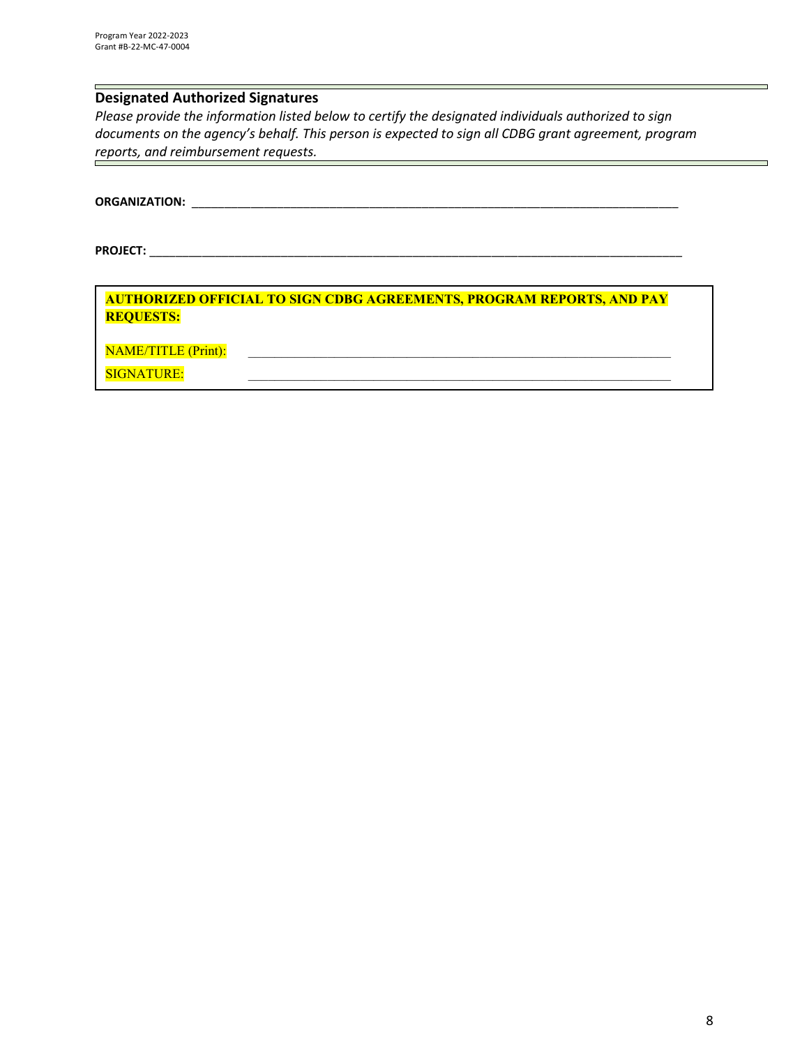## Designated Authorized Signatures

*Please provide the information listed below to certify the designated individuals authorized to sign documents on the agency's behalf. This person is expected to sign all CDBG grant agreement, program reports, and reimbursement requests.*

**ORGANIZATION:** ______________________________________________________________________________

**PROJECT:** ___________________________________________________________________________________

**AUTHORIZED OFFICIAL TO SIGN CDBG AGREEMENTS, PROGRAM REPORTS, AND PAY REQUESTS:**

NAME/TITLE (Print): ______________________________________________________________

SIGNATURE: ______________________________________________________________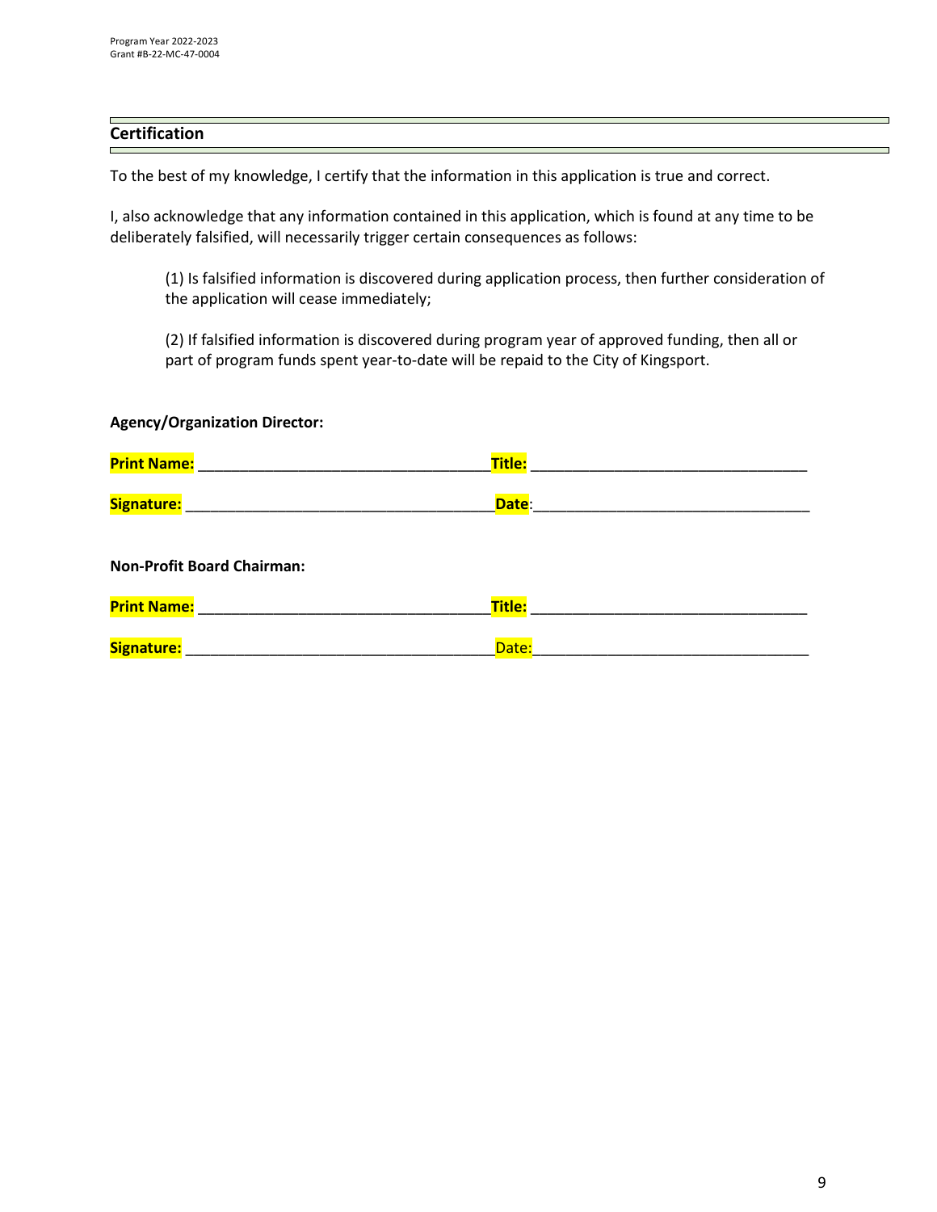## Certification

To the best of my knowledge, I certify that the information in this application is true and correct.

I, also acknowledge that any information contained in this application, which is found at any time to be deliberately falsified, will necessarily trigger certain consequences as follows:

> (1) Is falsified information is discovered during application process, then further consideration of the application will cease immediately;
>
> (2) If falsified information is discovered during program year of approved funding, then all or part of program funds spent year-to-date will be repaid to the City of Kingsport.

**Agency/Organization Director:**

**Print Name:** ___________________________________ **Title:** _________________________________

**Signature:** ____________________________________ **Date**: _________________________________

**Non-Profit Board Chairman:**

**Print Name:** ___________________________________ **Title:** _________________________________

**Signature:** ____________________________________ Date: _________________________________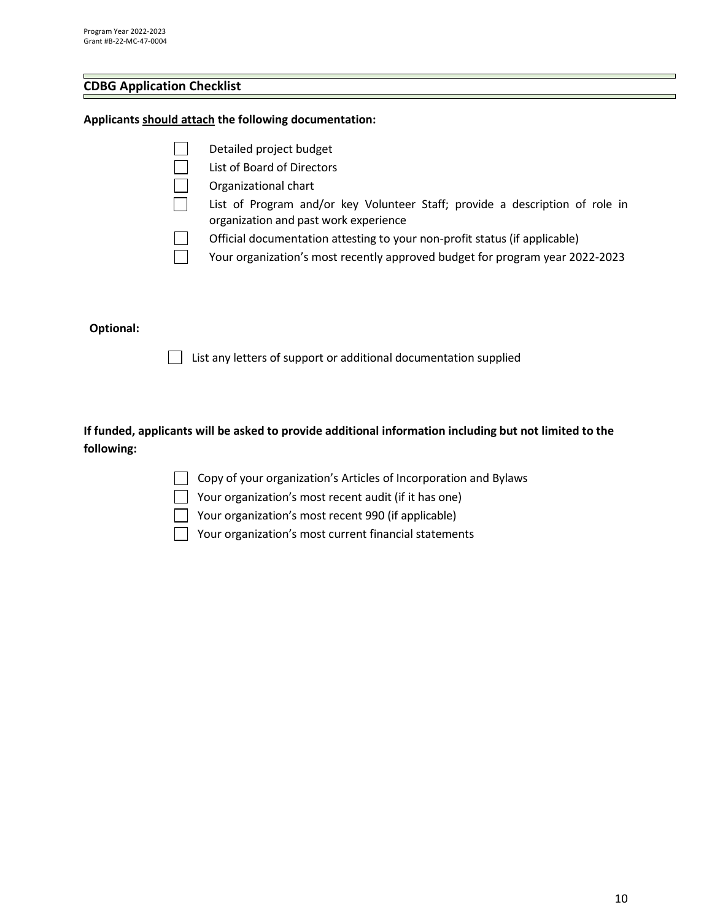## CDBG Application Checklist

**Applicants <u>should attach</u> the following documentation:**

- [ ] Detailed project budget
- [ ] List of Board of Directors
- [ ] Organizational chart
- [ ] List of Program and/or key Volunteer Staff; provide a description of role in organization and past work experience
- [ ] Official documentation attesting to your non-profit status (if applicable)
- [ ] Your organization's most recently approved budget for program year 2022-2023

**Optional:**

- [ ] List any letters of support or additional documentation supplied

**If funded, applicants will be asked to provide additional information including but not limited to the following:**

- [ ] Copy of your organization's Articles of Incorporation and Bylaws
- [ ] Your organization's most recent audit (if it has one)
- [ ] Your organization's most recent 990 (if applicable)
- [ ] Your organization's most current financial statements